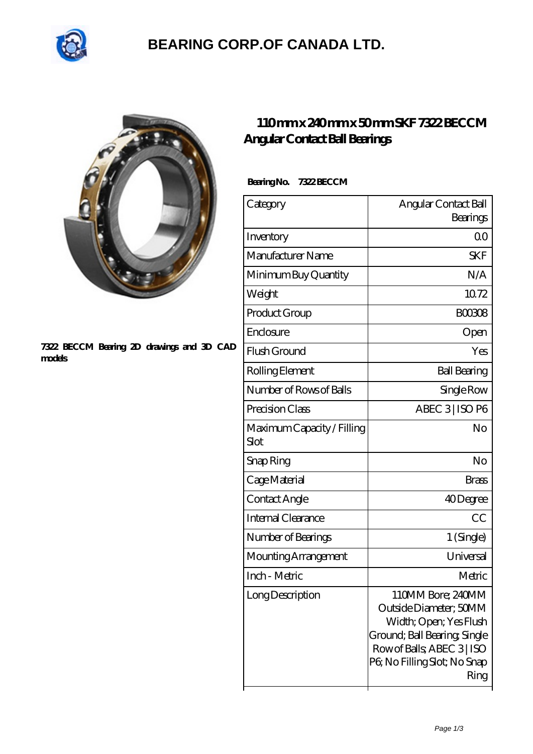# BEARING CORP.OF CANADA LTD.

7322 BECCM Bearing 2D drawings and 3D CAD models

## 110 mm x 240 mm x 50 mm SKF 7322 BECCM Angular Contact Ball Bearings

**Bearing No. 7322 BECCM**

| Category | Angular Contact Ball Bearings |
|---|---|
| Inventory | 0.0 |
| Manufacturer Name | SKF |
| Minimum Buy Quantity | N/A |
| Weight | 10.72 |
| Product Group | B00308 |
| Enclosure | Open |
| Flush Ground | Yes |
| Rolling Element | Ball Bearing |
| Number of Rows of Balls | Single Row |
| Precision Class | ABEC 3 \| ISO P6 |
| Maximum Capacity / Filling Slot | No |
| Snap Ring | No |
| Cage Material | Brass |
| Contact Angle | 40 Degree |
| Internal Clearance | CC |
| Number of Bearings | 1 (Single) |
| Mounting Arrangement | Universal |
| Inch - Metric | Metric |
| Long Description | 110MM Bore; 240MM Outside Diameter; 50MM Width; Open; Yes Flush Ground; Ball Bearing; Single Row of Balls; ABEC 3 \| ISO P6; No Filling Slot; No Snap Ring |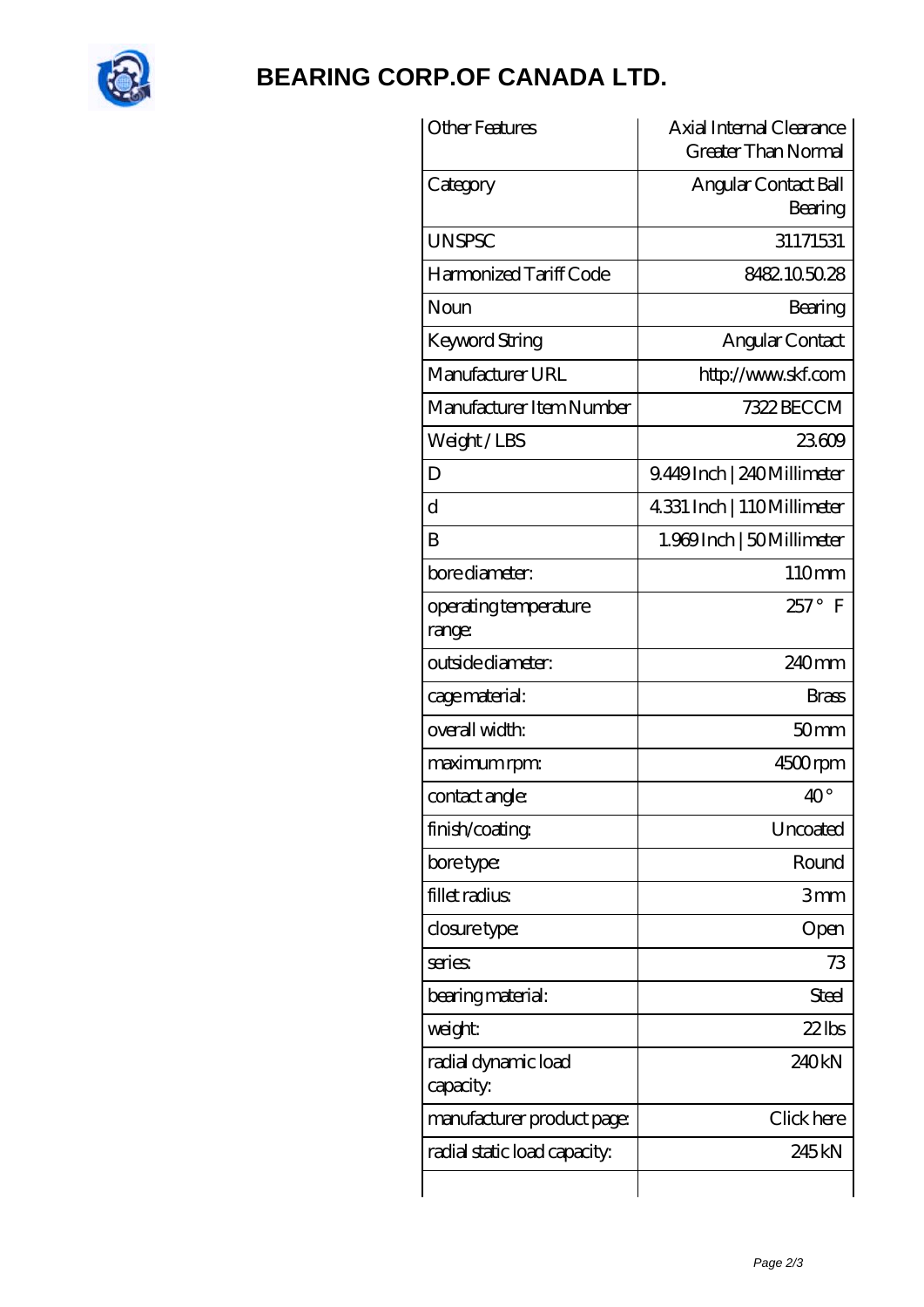# BEARING CORP.OF CANADA LTD.

| | |
|---|---|
| Other Features | Axial Internal Clearance Greater Than Normal |
| Category | Angular Contact Ball Bearing |
| UNSPSC | 31171531 |
| Harmonized Tariff Code | 8482.10.50.28 |
| Noun | Bearing |
| Keyword String | Angular Contact |
| Manufacturer URL | http://www.skf.com |
| Manufacturer Item Number | 7322 BECCM |
| Weight / LBS | 23.609 |
| D | 9.449 Inch \| 240 Millimeter |
| d | 4.331 Inch \| 110 Millimeter |
| B | 1.969 Inch \| 50 Millimeter |
| bore diameter: | 110 mm |
| operating temperature range: | 257 ° F |
| outside diameter: | 240 mm |
| cage material: | Brass |
| overall width: | 50 mm |
| maximum rpm: | 4500 rpm |
| contact angle: | 40 ° |
| finish/coating: | Uncoated |
| bore type: | Round |
| fillet radius: | 3 mm |
| closure type: | Open |
| series: | 73 |
| bearing material: | Steel |
| weight: | 22 lbs |
| radial dynamic load capacity: | 240 kN |
| manufacturer product page: | Click here |
| radial static load capacity: | 245 kN |
| | |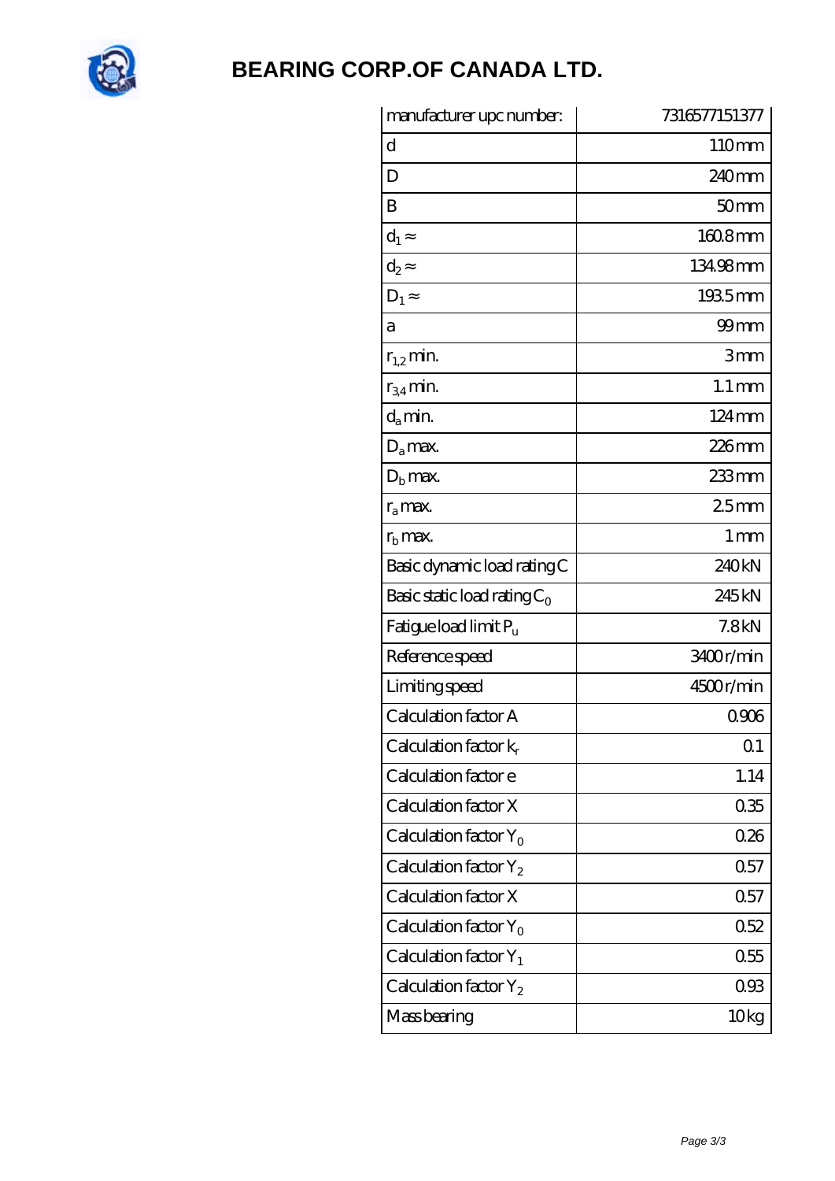**BEARING CORP.OF CANADA LTD.**

| | |
|---|---|
| manufacturer upc number: | 7316577151377 |
| d | 110 mm |
| D | 240 mm |
| B | 50 mm |
| $d_1$ ≈ | 160.8 mm |
| $d_2$ ≈ | 134.98 mm |
| $D_1$ ≈ | 193.5 mm |
| a | 99 mm |
| $r_{1,2}$ min. | 3 mm |
| $r_{3,4}$ min. | 1.1 mm |
| $d_a$ min. | 124 mm |
| $D_a$ max. | 226 mm |
| $D_b$ max. | 233 mm |
| $r_a$ max. | 2.5 mm |
| $r_b$ max. | 1 mm |
| Basic dynamic load rating C | 240 kN |
| Basic static load rating $C_0$ | 245 kN |
| Fatigue load limit $P_u$ | 7.8 kN |
| Reference speed | 3400 r/min |
| Limiting speed | 4500 r/min |
| Calculation factor A | 0.906 |
| Calculation factor $k_r$ | 0.1 |
| Calculation factor e | 1.14 |
| Calculation factor X | 0.35 |
| Calculation factor $Y_0$ | 0.26 |
| Calculation factor $Y_2$ | 0.57 |
| Calculation factor X | 0.57 |
| Calculation factor $Y_0$ | 0.52 |
| Calculation factor $Y_1$ | 0.55 |
| Calculation factor $Y_2$ | 0.93 |
| Mass bearing | 10 kg |